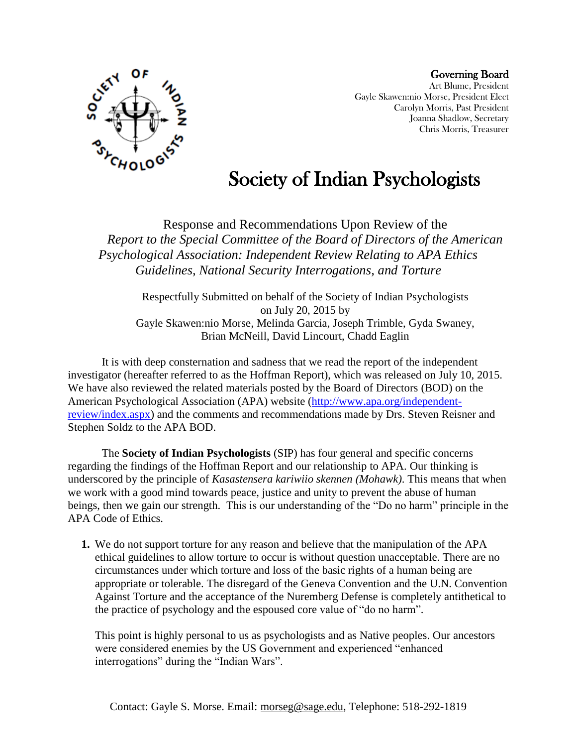**Governing Board**
Art Blume, President
Gayle Skawen:nio Morse, President Elect
Carolyn Morris, Past President
Joanna Shadlow, Secretary
Chris Morris, Treasurer

# Society of Indian Psychologists

Response and Recommendations Upon Review of the *Report to the Special Committee of the Board of Directors of the American Psychological Association: Independent Review Relating to APA Ethics Guidelines, National Security Interrogations, and Torture*

Respectfully Submitted on behalf of the Society of Indian Psychologists on July 20, 2015 by
Gayle Skawen:nio Morse, Melinda Garcia, Joseph Trimble, Gyda Swaney, Brian McNeill, David Lincourt, Chadd Eaglin

It is with deep consternation and sadness that we read the report of the independent investigator (hereafter referred to as the Hoffman Report), which was released on July 10, 2015. We have also reviewed the related materials posted by the Board of Directors (BOD) on the American Psychological Association (APA) website (http://www.apa.org/independent-review/index.aspx) and the comments and recommendations made by Drs. Steven Reisner and Stephen Soldz to the APA BOD.

The **Society of Indian Psychologists** (SIP) has four general and specific concerns regarding the findings of the Hoffman Report and our relationship to APA. Our thinking is underscored by the principle of *Kasastensera kariwiio skennen (Mohawk)*. This means that when we work with a good mind towards peace, justice and unity to prevent the abuse of human beings, then we gain our strength. This is our understanding of the "Do no harm" principle in the APA Code of Ethics.

1. We do not support torture for any reason and believe that the manipulation of the APA ethical guidelines to allow torture to occur is without question unacceptable. There are no circumstances under which torture and loss of the basic rights of a human being are appropriate or tolerable. The disregard of the Geneva Convention and the U.N. Convention Against Torture and the acceptance of the Nuremberg Defense is completely antithetical to the practice of psychology and the espoused core value of "do no harm".

   This point is highly personal to us as psychologists and as Native peoples. Our ancestors were considered enemies by the US Government and experienced "enhanced interrogations" during the "Indian Wars".

Contact: Gayle S. Morse. Email: morseg@sage.edu, Telephone: 518-292-1819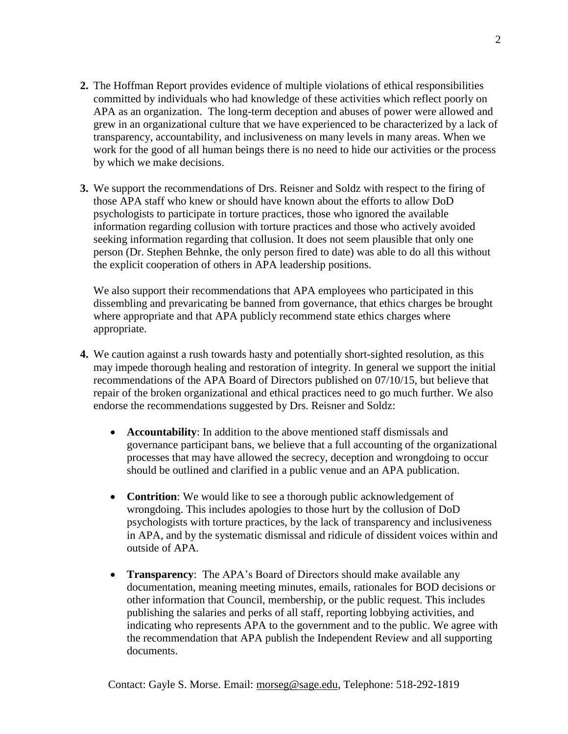2. The Hoffman Report provides evidence of multiple violations of ethical responsibilities committed by individuals who had knowledge of these activities which reflect poorly on APA as an organization. The long-term deception and abuses of power were allowed and grew in an organizational culture that we have experienced to be characterized by a lack of transparency, accountability, and inclusiveness on many levels in many areas. When we work for the good of all human beings there is no need to hide our activities or the process by which we make decisions.

3. We support the recommendations of Drs. Reisner and Soldz with respect to the firing of those APA staff who knew or should have known about the efforts to allow DoD psychologists to participate in torture practices, those who ignored the available information regarding collusion with torture practices and those who actively avoided seeking information regarding that collusion. It does not seem plausible that only one person (Dr. Stephen Behnke, the only person fired to date) was able to do all this without the explicit cooperation of others in APA leadership positions.

   We also support their recommendations that APA employees who participated in this dissembling and prevaricating be banned from governance, that ethics charges be brought where appropriate and that APA publicly recommend state ethics charges where appropriate.

4. We caution against a rush towards hasty and potentially short-sighted resolution, as this may impede thorough healing and restoration of integrity. In general we support the initial recommendations of the APA Board of Directors published on 07/10/15, but believe that repair of the broken organizational and ethical practices need to go much further. We also endorse the recommendations suggested by Drs. Reisner and Soldz:

   - **Accountability**: In addition to the above mentioned staff dismissals and governance participant bans, we believe that a full accounting of the organizational processes that may have allowed the secrecy, deception and wrongdoing to occur should be outlined and clarified in a public venue and an APA publication.
   - **Contrition**: We would like to see a thorough public acknowledgement of wrongdoing. This includes apologies to those hurt by the collusion of DoD psychologists with torture practices, by the lack of transparency and inclusiveness in APA, and by the systematic dismissal and ridicule of dissident voices within and outside of APA.
   - **Transparency**: The APA's Board of Directors should make available any documentation, meaning meeting minutes, emails, rationales for BOD decisions or other information that Council, membership, or the public request. This includes publishing the salaries and perks of all staff, reporting lobbying activities, and indicating who represents APA to the government and to the public. We agree with the recommendation that APA publish the Independent Review and all supporting documents.

Contact: Gayle S. Morse. Email: morseg@sage.edu, Telephone: 518-292-1819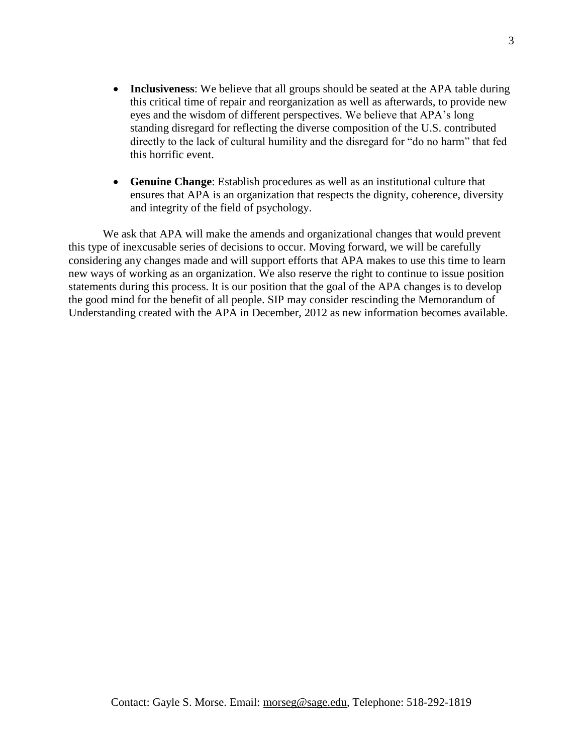- **Inclusiveness**: We believe that all groups should be seated at the APA table during this critical time of repair and reorganization as well as afterwards, to provide new eyes and the wisdom of different perspectives. We believe that APA's long standing disregard for reflecting the diverse composition of the U.S. contributed directly to the lack of cultural humility and the disregard for "do no harm" that fed this horrific event.

- **Genuine Change**: Establish procedures as well as an institutional culture that ensures that APA is an organization that respects the dignity, coherence, diversity and integrity of the field of psychology.

We ask that APA will make the amends and organizational changes that would prevent this type of inexcusable series of decisions to occur. Moving forward, we will be carefully considering any changes made and will support efforts that APA makes to use this time to learn new ways of working as an organization. We also reserve the right to continue to issue position statements during this process. It is our position that the goal of the APA changes is to develop the good mind for the benefit of all people. SIP may consider rescinding the Memorandum of Understanding created with the APA in December, 2012 as new information becomes available.

Contact: Gayle S. Morse. Email: morseg@sage.edu, Telephone: 518-292-1819